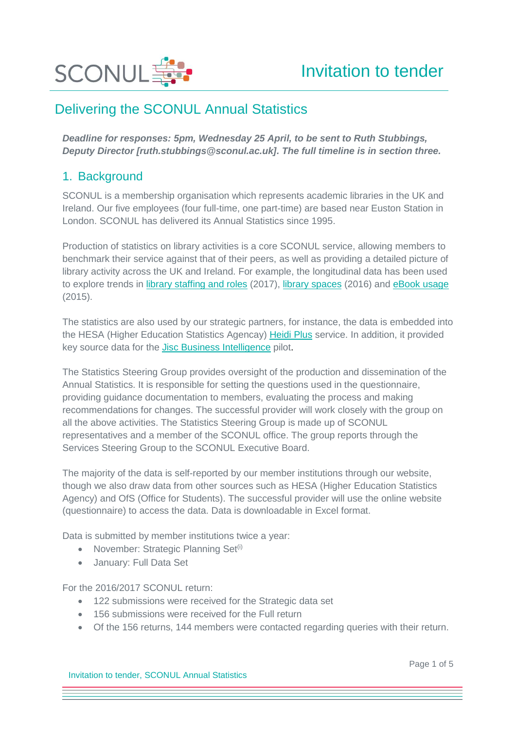SCONUL

Invitation to tender

# Delivering the SCONUL Annual Statistics

***Deadline for responses: 5pm, Wednesday 25 April, to be sent to Ruth Stubbings, Deputy Director [ruth.stubbings@sconul.ac.uk]. The full timeline is in section three.***

## 1. Background

SCONUL is a membership organisation which represents academic libraries in the UK and Ireland. Our five employees (four full-time, one part-time) are based near Euston Station in London. SCONUL has delivered its Annual Statistics since 1995.

Production of statistics on library activities is a core SCONUL service, allowing members to benchmark their service against that of their peers, as well as providing a detailed picture of library activity across the UK and Ireland. For example, the longitudinal data has been used to explore trends in library staffing and roles (2017), library spaces (2016) and eBook usage (2015).

The statistics are also used by our strategic partners, for instance, the data is embedded into the HESA (Higher Education Statistics Agency) Heidi Plus service. In addition, it provided key source data for the Jisc Business Intelligence pilot.

The Statistics Steering Group provides oversight of the production and dissemination of the Annual Statistics. It is responsible for setting the questions used in the questionnaire, providing guidance documentation to members, evaluating the process and making recommendations for changes. The successful provider will work closely with the group on all the above activities. The Statistics Steering Group is made up of SCONUL representatives and a member of the SCONUL office. The group reports through the Services Steering Group to the SCONUL Executive Board.

The majority of the data is self-reported by our member institutions through our website, though we also draw data from other sources such as HESA (Higher Education Statistics Agency) and OfS (Office for Students). The successful provider will use the online website (questionnaire) to access the data. Data is downloadable in Excel format.

Data is submitted by member institutions twice a year:

- November: Strategic Planning Set[i]
- January: Full Data Set

For the 2016/2017 SCONUL return:

- 122 submissions were received for the Strategic data set
- 156 submissions were received for the Full return
- Of the 156 returns, 144 members were contacted regarding queries with their return.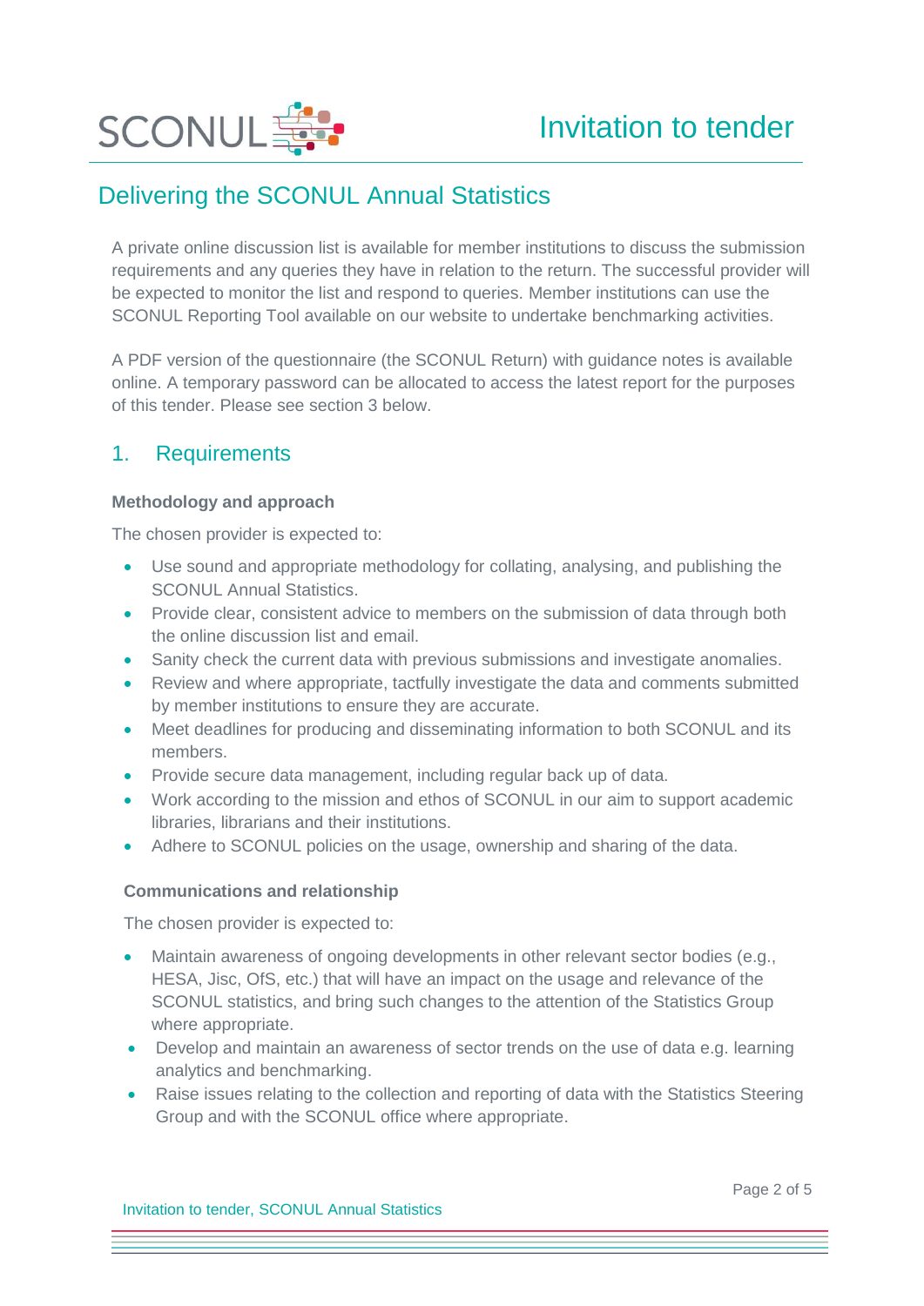# Delivering the SCONUL Annual Statistics

A private online discussion list is available for member institutions to discuss the submission requirements and any queries they have in relation to the return. The successful provider will be expected to monitor the list and respond to queries. Member institutions can use the SCONUL Reporting Tool available on our website to undertake benchmarking activities.

A PDF version of the questionnaire (the SCONUL Return) with guidance notes is available online. A temporary password can be allocated to access the latest report for the purposes of this tender. Please see section 3 below.

## 1. Requirements

**Methodology and approach**

The chosen provider is expected to:

- Use sound and appropriate methodology for collating, analysing, and publishing the SCONUL Annual Statistics.
- Provide clear, consistent advice to members on the submission of data through both the online discussion list and email.
- Sanity check the current data with previous submissions and investigate anomalies.
- Review and where appropriate, tactfully investigate the data and comments submitted by member institutions to ensure they are accurate.
- Meet deadlines for producing and disseminating information to both SCONUL and its members.
- Provide secure data management, including regular back up of data.
- Work according to the mission and ethos of SCONUL in our aim to support academic libraries, librarians and their institutions.
- Adhere to SCONUL policies on the usage, ownership and sharing of the data.

**Communications and relationship**

The chosen provider is expected to:

- Maintain awareness of ongoing developments in other relevant sector bodies (e.g., HESA, Jisc, OfS, etc.) that will have an impact on the usage and relevance of the SCONUL statistics, and bring such changes to the attention of the Statistics Group where appropriate.
- Develop and maintain an awareness of sector trends on the use of data e.g. learning analytics and benchmarking.
- Raise issues relating to the collection and reporting of data with the Statistics Steering Group and with the SCONUL office where appropriate.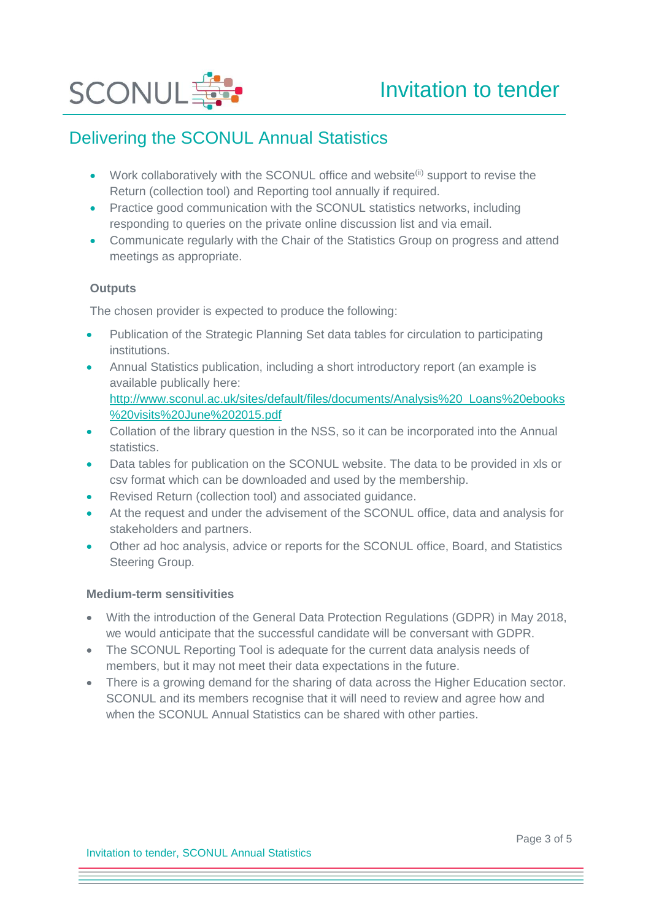## Delivering the SCONUL Annual Statistics

- Work collaboratively with the SCONUL office and website[ii] support to revise the Return (collection tool) and Reporting tool annually if required.
- Practice good communication with the SCONUL statistics networks, including responding to queries on the private online discussion list and via email.
- Communicate regularly with the Chair of the Statistics Group on progress and attend meetings as appropriate.

**Outputs**

The chosen provider is expected to produce the following:

- Publication of the Strategic Planning Set data tables for circulation to participating institutions.
- Annual Statistics publication, including a short introductory report (an example is available publically here: http://www.sconul.ac.uk/sites/default/files/documents/Analysis%20_Loans%20ebooks%20visits%20June%202015.pdf
- Collation of the library question in the NSS, so it can be incorporated into the Annual statistics.
- Data tables for publication on the SCONUL website. The data to be provided in xls or csv format which can be downloaded and used by the membership.
- Revised Return (collection tool) and associated guidance.
- At the request and under the advisement of the SCONUL office, data and analysis for stakeholders and partners.
- Other ad hoc analysis, advice or reports for the SCONUL office, Board, and Statistics Steering Group.

**Medium-term sensitivities**

- With the introduction of the General Data Protection Regulations (GDPR) in May 2018, we would anticipate that the successful candidate will be conversant with GDPR.
- The SCONUL Reporting Tool is adequate for the current data analysis needs of members, but it may not meet their data expectations in the future.
- There is a growing demand for the sharing of data across the Higher Education sector. SCONUL and its members recognise that it will need to review and agree how and when the SCONUL Annual Statistics can be shared with other parties.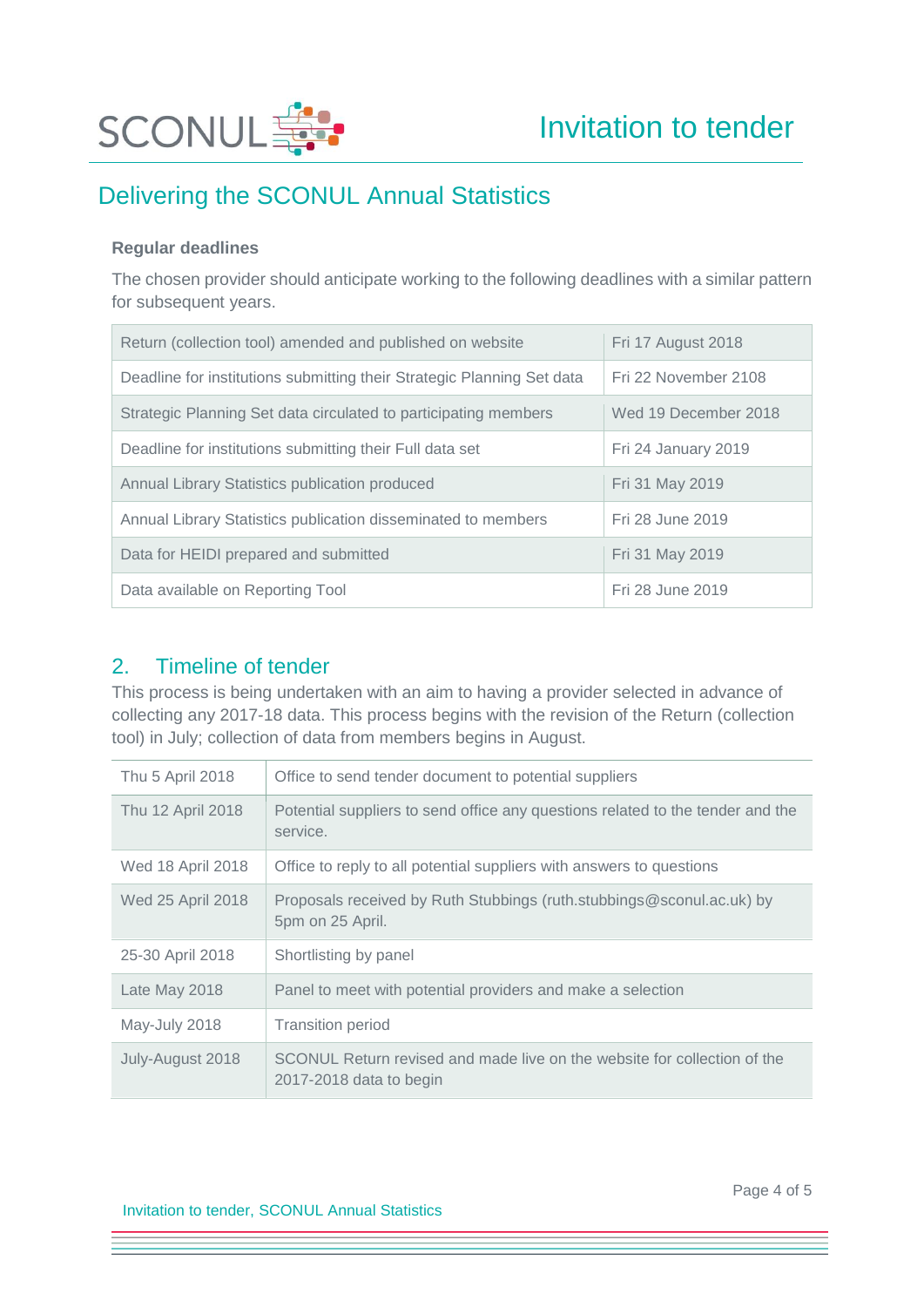# Invitation to tender

## Delivering the SCONUL Annual Statistics

**Regular deadlines**

The chosen provider should anticipate working to the following deadlines with a similar pattern for subsequent years.

| | |
|---|---|
| Return (collection tool) amended and published on website | Fri 17 August 2018 |
| Deadline for institutions submitting their Strategic Planning Set data | Fri 22 November 2108 |
| Strategic Planning Set data circulated to participating members | Wed 19 December 2018 |
| Deadline for institutions submitting their Full data set | Fri 24 January 2019 |
| Annual Library Statistics publication produced | Fri 31 May 2019 |
| Annual Library Statistics publication disseminated to members | Fri 28 June 2019 |
| Data for HEIDI prepared and submitted | Fri 31 May 2019 |
| Data available on Reporting Tool | Fri 28 June 2019 |

## 2. Timeline of tender

This process is being undertaken with an aim to having a provider selected in advance of collecting any 2017-18 data. This process begins with the revision of the Return (collection tool) in July; collection of data from members begins in August.

| | |
|---|---|
| Thu 5 April 2018 | Office to send tender document to potential suppliers |
| Thu 12 April 2018 | Potential suppliers to send office any questions related to the tender and the service. |
| Wed 18 April 2018 | Office to reply to all potential suppliers with answers to questions |
| Wed 25 April 2018 | Proposals received by Ruth Stubbings (ruth.stubbings@sconul.ac.uk) by 5pm on 25 April. |
| 25-30 April 2018 | Shortlisting by panel |
| Late May 2018 | Panel to meet with potential providers and make a selection |
| May-July 2018 | Transition period |
| July-August 2018 | SCONUL Return revised and made live on the website for collection of the 2017-2018 data to begin |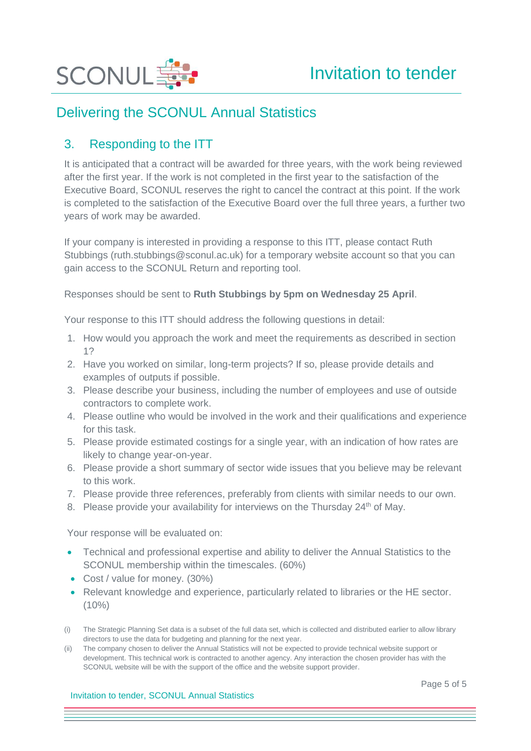# Delivering the SCONUL Annual Statistics

## 3. Responding to the ITT

It is anticipated that a contract will be awarded for three years, with the work being reviewed after the first year. If the work is not completed in the first year to the satisfaction of the Executive Board, SCONUL reserves the right to cancel the contract at this point. If the work is completed to the satisfaction of the Executive Board over the full three years, a further two years of work may be awarded.

If your company is interested in providing a response to this ITT, please contact Ruth Stubbings (ruth.stubbings@sconul.ac.uk) for a temporary website account so that you can gain access to the SCONUL Return and reporting tool.

Responses should be sent to **Ruth Stubbings by 5pm on Wednesday 25 April**.

Your response to this ITT should address the following questions in detail:

1. How would you approach the work and meet the requirements as described in section 1?
2. Have you worked on similar, long-term projects? If so, please provide details and examples of outputs if possible.
3. Please describe your business, including the number of employees and use of outside contractors to complete work.
4. Please outline who would be involved in the work and their qualifications and experience for this task.
5. Please provide estimated costings for a single year, with an indication of how rates are likely to change year-on-year.
6. Please provide a short summary of sector wide issues that you believe may be relevant to this work.
7. Please provide three references, preferably from clients with similar needs to our own.
8. Please provide your availability for interviews on the Thursday 24th of May.

Your response will be evaluated on:

- Technical and professional expertise and ability to deliver the Annual Statistics to the SCONUL membership within the timescales. (60%)
- Cost / value for money. (30%)
- Relevant knowledge and experience, particularly related to libraries or the HE sector. (10%)

(i) The Strategic Planning Set data is a subset of the full data set, which is collected and distributed earlier to allow library directors to use the data for budgeting and planning for the next year.

(ii) The company chosen to deliver the Annual Statistics will not be expected to provide technical website support or development. This technical work is contracted to another agency. Any interaction the chosen provider has with the SCONUL website will be with the support of the office and the website support provider.